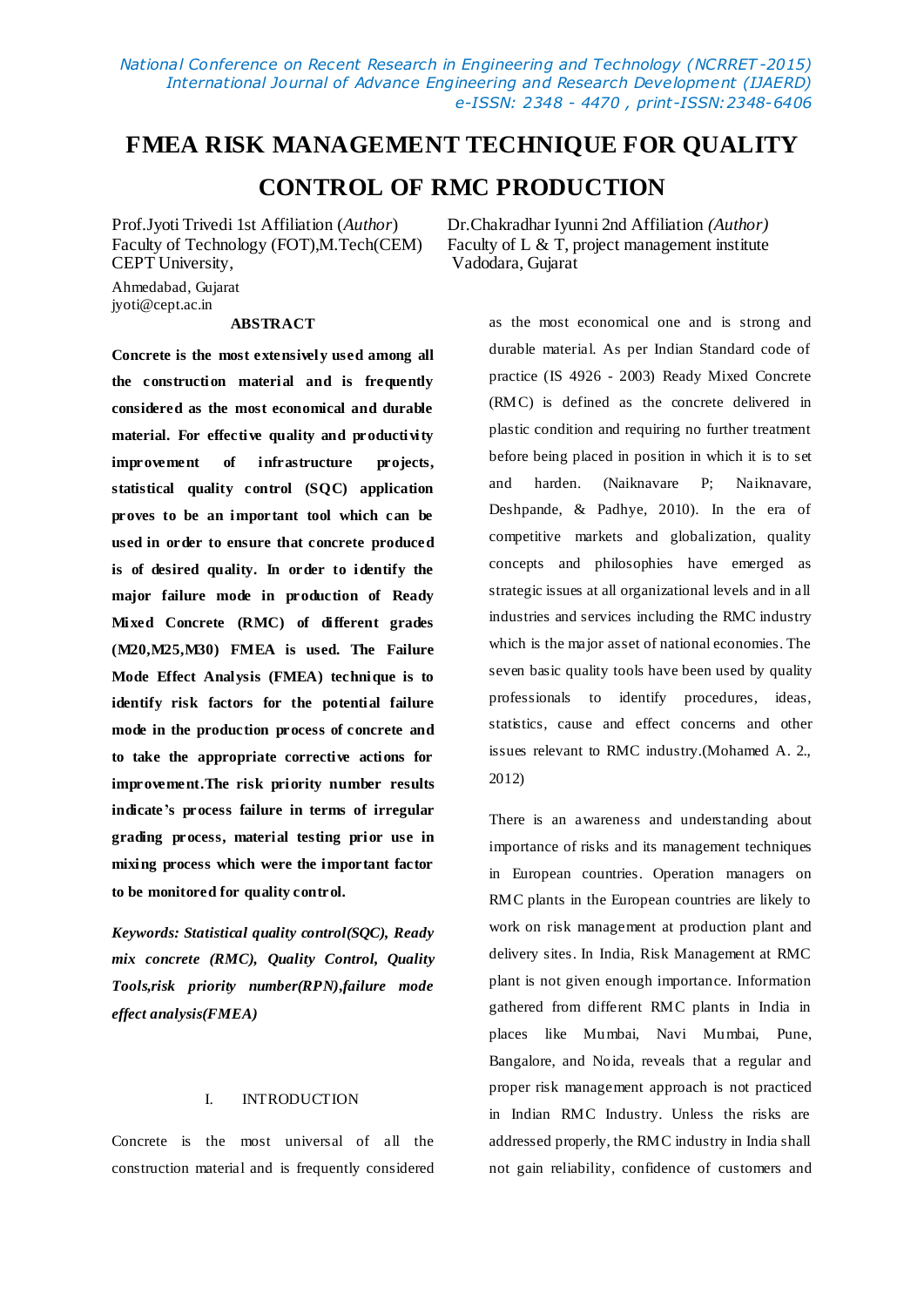# FMEA RISK MANAGEMENT TECHNIQUE FOR QUALITY CONTROL OF RMC PRODUCTION

Prof.Jyoti Trivedi 1st Affiliation (*Author*)
Faculty of Technology (FOT),M.Tech(CEM)
CEPT University,
Ahmedabad, Gujarat
jyoti@cept.ac.in

Dr.Chakradhar Iyunni 2nd Affiliation *(Author)*
Faculty of L & T, project management institute
Vadodara, Gujarat

### ABSTRACT

**Concrete is the most extensively used among all the construction material and is frequently considered as the most economical and durable material. For effective quality and productivity improvement of infrastructure projects, statistical quality control (SQC) application proves to be an important tool which can be used in order to ensure that concrete produced is of desired quality. In order to identify the major failure mode in production of Ready Mixed Concrete (RMC) of different grades (M20,M25,M30) FMEA is used. The Failure Mode Effect Analysis (FMEA) technique is to identify risk factors for the potential failure mode in the production process of concrete and to take the appropriate corrective actions for improvement.The risk priority number results indicate's process failure in terms of irregular grading process, material testing prior use in mixing process which were the important factor to be monitored for quality control.**

***Keywords: Statistical quality control(SQC), Ready mix concrete (RMC), Quality Control, Quality Tools,risk priority number(RPN),failure mode effect analysis(FMEA)***

## I. INTRODUCTION

Concrete is the most universal of all the construction material and is frequently considered as the most economical one and is strong and durable material. As per Indian Standard code of practice (IS 4926 - 2003) Ready Mixed Concrete (RMC) is defined as the concrete delivered in plastic condition and requiring no further treatment before being placed in position in which it is to set and harden. (Naiknavare P; Naiknavare, Deshpande, & Padhye, 2010). In the era of competitive markets and globalization, quality concepts and philosophies have emerged as strategic issues at all organizational levels and in all industries and services including the RMC industry which is the major asset of national economies. The seven basic quality tools have been used by quality professionals to identify procedures, ideas, statistics, cause and effect concerns and other issues relevant to RMC industry.(Mohamed A. 2., 2012)

There is an awareness and understanding about importance of risks and its management techniques in European countries. Operation managers on RMC plants in the European countries are likely to work on risk management at production plant and delivery sites. In India, Risk Management at RMC plant is not given enough importance. Information gathered from different RMC plants in India in places like Mumbai, Navi Mumbai, Pune, Bangalore, and Noida, reveals that a regular and proper risk management approach is not practiced in Indian RMC Industry. Unless the risks are addressed properly, the RMC industry in India shall not gain reliability, confidence of customers and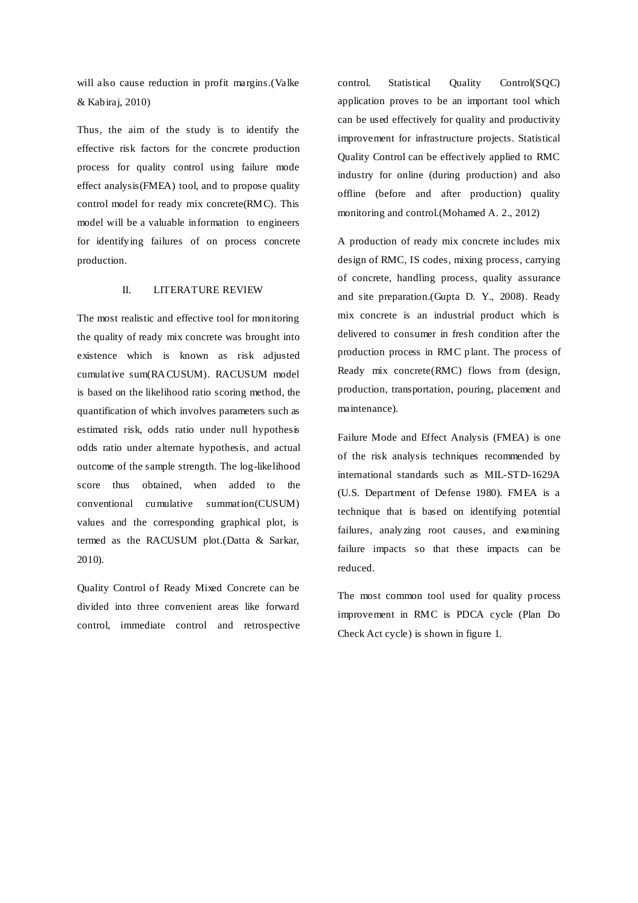will also cause reduction in profit margins.(Valke & Kabiraj, 2010)

Thus, the aim of the study is to identify the effective risk factors for the concrete production process for quality control using failure mode effect analysis(FMEA) tool, and to propose quality control model for ready mix concrete(RMC). This model will be a valuable information to engineers for identifying failures of on process concrete production.

## II. LITERATURE REVIEW

The most realistic and effective tool for monitoring the quality of ready mix concrete was brought into existence which is known as risk adjusted cumulative sum(RACUSUM). RACUSUM model is based on the likelihood ratio scoring method, the quantification of which involves parameters such as estimated risk, odds ratio under null hypothesis odds ratio under alternate hypothesis, and actual outcome of the sample strength. The log-likelihood score thus obtained, when added to the conventional cumulative summation(CUSUM) values and the corresponding graphical plot, is termed as the RACUSUM plot.(Datta & Sarkar, 2010).

Quality Control of Ready Mixed Concrete can be divided into three convenient areas like forward control, immediate control and retrospective control. Statistical Quality Control(SQC) application proves to be an important tool which can be used effectively for quality and productivity improvement for infrastructure projects. Statistical Quality Control can be effectively applied to RMC industry for online (during production) and also offline (before and after production) quality monitoring and control.(Mohamed A. 2., 2012)

A production of ready mix concrete includes mix design of RMC, IS codes, mixing process, carrying of concrete, handling process, quality assurance and site preparation.(Gupta D. Y., 2008). Ready mix concrete is an industrial product which is delivered to consumer in fresh condition after the production process in RMC plant. The process of Ready mix concrete(RMC) flows from (design, production, transportation, pouring, placement and maintenance).

Failure Mode and Effect Analysis (FMEA) is one of the risk analysis techniques recommended by international standards such as MIL-STD-1629A (U.S. Department of Defense 1980). FMEA is a technique that is based on identifying potential failures, analyzing root causes, and examining failure impacts so that these impacts can be reduced.

The most common tool used for quality process improvement in RMC is PDCA cycle (Plan Do Check Act cycle) is shown in figure 1.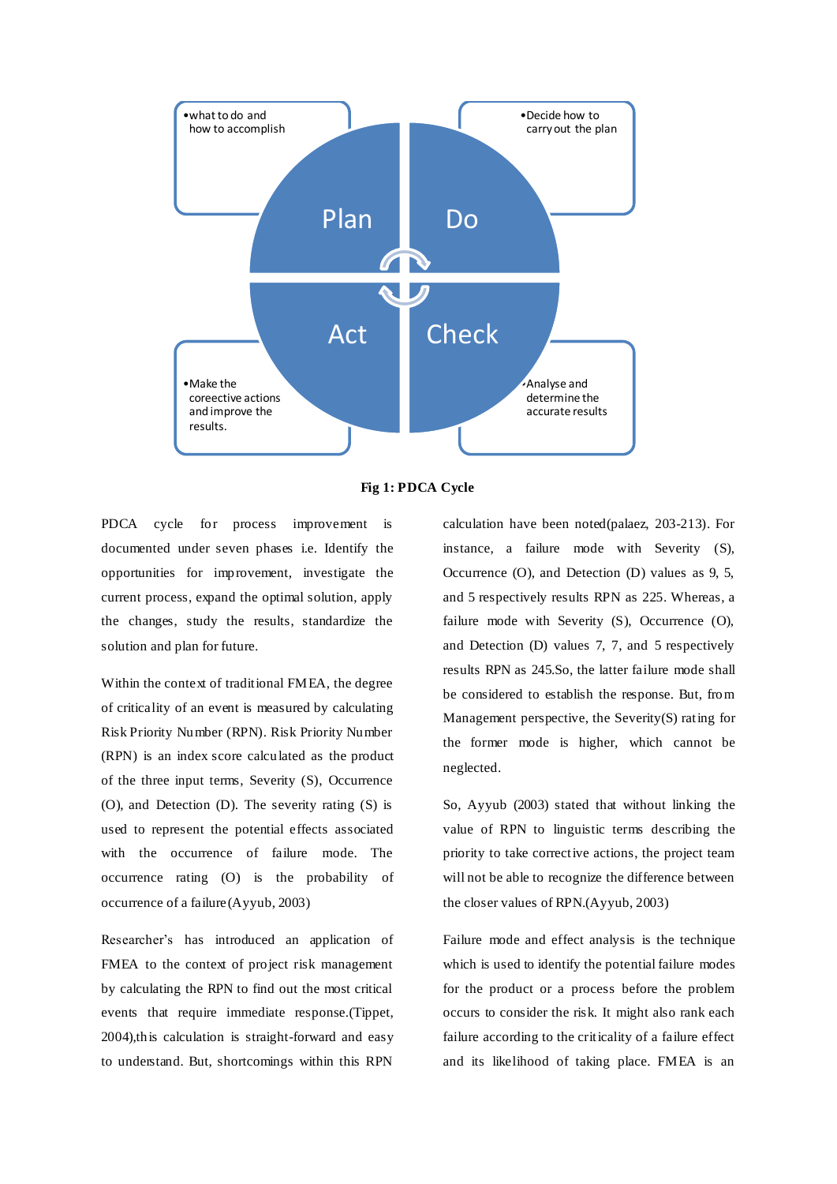Fig 1: PDCA Cycle

PDCA cycle for process improvement is documented under seven phases i.e. Identify the opportunities for improvement, investigate the current process, expand the optimal solution, apply the changes, study the results, standardize the solution and plan for future.

Within the context of traditional FMEA, the degree of criticality of an event is measured by calculating Risk Priority Number (RPN). Risk Priority Number (RPN) is an index score calculated as the product of the three input terms, Severity (S), Occurrence (O), and Detection (D). The severity rating (S) is used to represent the potential effects associated with the occurrence of failure mode. The occurrence rating (O) is the probability of occurrence of a failure(Ayyub, 2003)

Researcher's has introduced an application of FMEA to the context of project risk management by calculating the RPN to find out the most critical events that require immediate response.(Tippet, 2004),this calculation is straight-forward and easy to understand. But, shortcomings within this RPN calculation have been noted(palaez, 203-213). For instance, a failure mode with Severity (S), Occurrence (O), and Detection (D) values as 9, 5, and 5 respectively results RPN as 225. Whereas, a failure mode with Severity (S), Occurrence (O), and Detection (D) values 7, 7, and 5 respectively results RPN as 245.So, the latter failure mode shall be considered to establish the response. But, from Management perspective, the Severity(S) rating for the former mode is higher, which cannot be neglected.

So, Ayyub (2003) stated that without linking the value of RPN to linguistic terms describing the priority to take corrective actions, the project team will not be able to recognize the difference between the closer values of RPN.(Ayyub, 2003)

Failure mode and effect analysis is the technique which is used to identify the potential failure modes for the product or a process before the problem occurs to consider the risk. It might also rank each failure according to the criticality of a failure effect and its likelihood of taking place. FMEA is an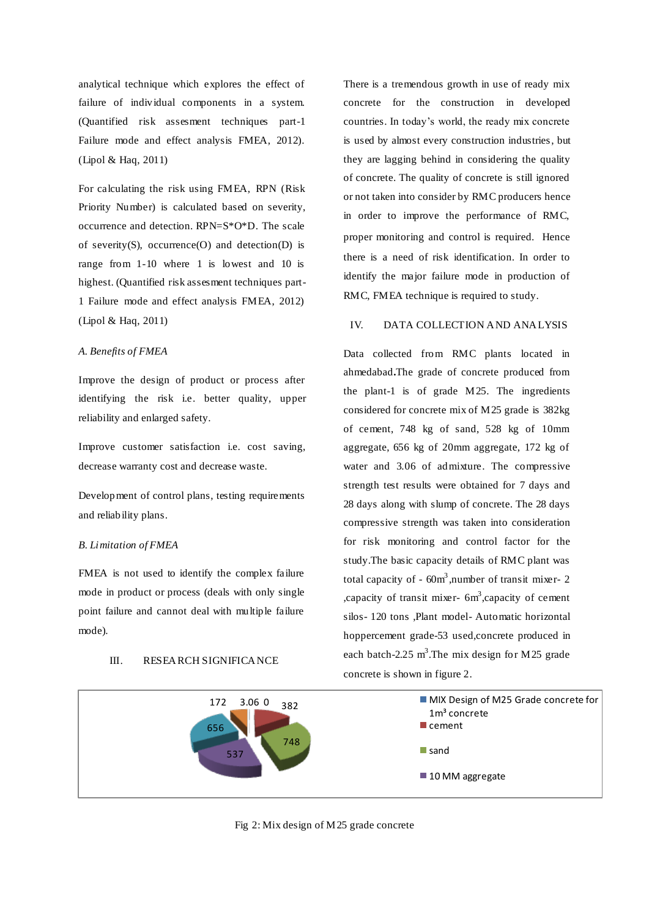analytical technique which explores the effect of failure of individual components in a system. (Quantified risk assesment techniques part-1 Failure mode and effect analysis FMEA, 2012). (Lipol & Haq, 2011)

For calculating the risk using FMEA, RPN (Risk Priority Number) is calculated based on severity, occurrence and detection. RPN=S*O*D. The scale of severity(S), occurrence(O) and detection(D) is range from 1-10 where 1 is lowest and 10 is highest. (Quantified risk assesment techniques part-1 Failure mode and effect analysis FMEA, 2012) (Lipol & Haq, 2011)

*A. Benefits of FMEA*

Improve the design of product or process after identifying the risk i.e. better quality, upper reliability and enlarged safety.

Improve customer satisfaction i.e. cost saving, decrease warranty cost and decrease waste.

Development of control plans, testing requirements and reliability plans.

*B. Limitation of FMEA*

FMEA is not used to identify the complex failure mode in product or process (deals with only single point failure and cannot deal with multiple failure mode).

## III. RESEARCH SIGNIFICANCE

There is a tremendous growth in use of ready mix concrete for the construction in developed countries. In today's world, the ready mix concrete is used by almost every construction industries, but they are lagging behind in considering the quality of concrete. The quality of concrete is still ignored or not taken into consider by RMC producers hence in order to improve the performance of RMC, proper monitoring and control is required. Hence there is a need of risk identification. In order to identify the major failure mode in production of RMC, FMEA technique is required to study.

## IV. DATA COLLECTION AND ANALYSIS

Data collected from RMC plants located in ahmedabad**.**The grade of concrete produced from the plant-1 is of grade M25. The ingredients considered for concrete mix of M25 grade is 382kg of cement, 748 kg of sand, 528 kg of 10mm aggregate, 656 kg of 20mm aggregate, 172 kg of water and 3.06 of admixture. The compressive strength test results were obtained for 7 days and 28 days along with slump of concrete. The 28 days compressive strength was taken into consideration for risk monitoring and control factor for the study.The basic capacity details of RMC plant was total capacity of - 60m$^3$,number of transit mixer- 2 ,capacity of transit mixer- 6m$^3$,capacity of cement silos- 120 tons ,Plant model- Automatic horizontal hoppercement grade-53 used,concrete produced in each batch-2.25 m$^3$.The mix design for M25 grade concrete is shown in figure 2.

172 3.06 0 382 656 748 537

MIX Design of M25 Grade concrete for 1m$^3$ concrete
cement
sand
10 MM aggregate

Fig 2: Mix design of M25 grade concrete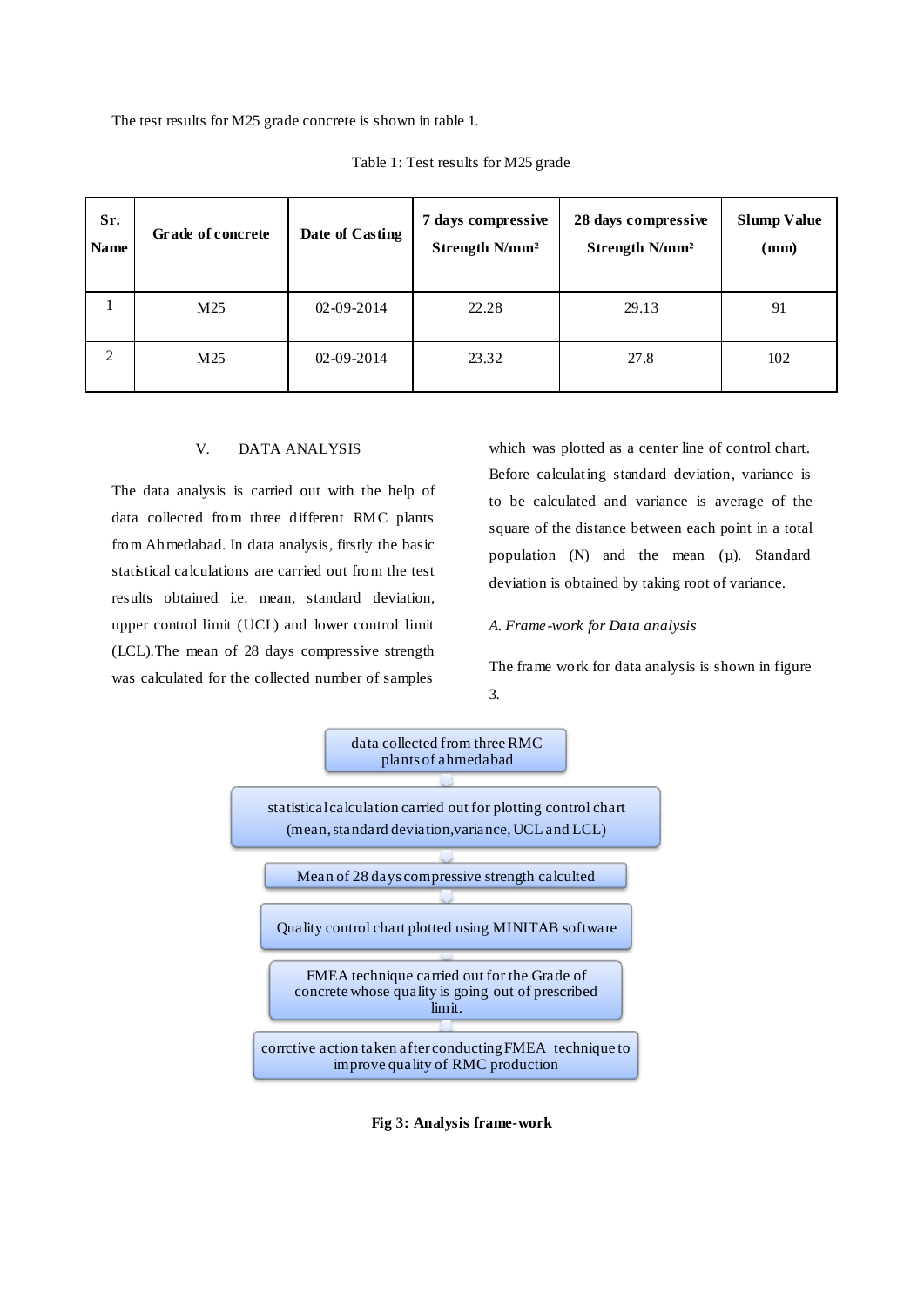The test results for M25 grade concrete is shown in table 1.

Table 1: Test results for M25 grade

| Sr. Name | Grade of concrete | Date of Casting | 7 days compressive Strength N/mm² | 28 days compressive Strength N/mm² | Slump Value (mm) |
|---|---|---|---|---|---|
| 1 | M25 | 02-09-2014 | 22.28 | 29.13 | 91 |
| 2 | M25 | 02-09-2014 | 23.32 | 27.8 | 102 |

## V. DATA ANALYSIS

The data analysis is carried out with the help of data collected from three different RMC plants from Ahmedabad. In data analysis, firstly the basic statistical calculations are carried out from the test results obtained i.e. mean, standard deviation, upper control limit (UCL) and lower control limit (LCL).The mean of 28 days compressive strength was calculated for the collected number of samples which was plotted as a center line of control chart. Before calculating standard deviation, variance is to be calculated and variance is average of the square of the distance between each point in a total population (N) and the mean (μ). Standard deviation is obtained by taking root of variance.

### *A. Frame-work for Data analysis*

The frame work for data analysis is shown in figure 3.

data collected from three RMC plants of ahmedabad

↓

statistical calculation carried out for plotting control chart (mean, standard deviation, variance, UCL and LCL)

↓

Mean of 28 days compressive strength calculted

↓

Quality control chart plotted using MINITAB software

↓

FMEA technique carried out for the Grade of concrete whose quality is going out of prescribed limit.

↓

corrctive action taken after conducting FMEA technique to improve quality of RMC production

**Fig 3: Analysis frame-work**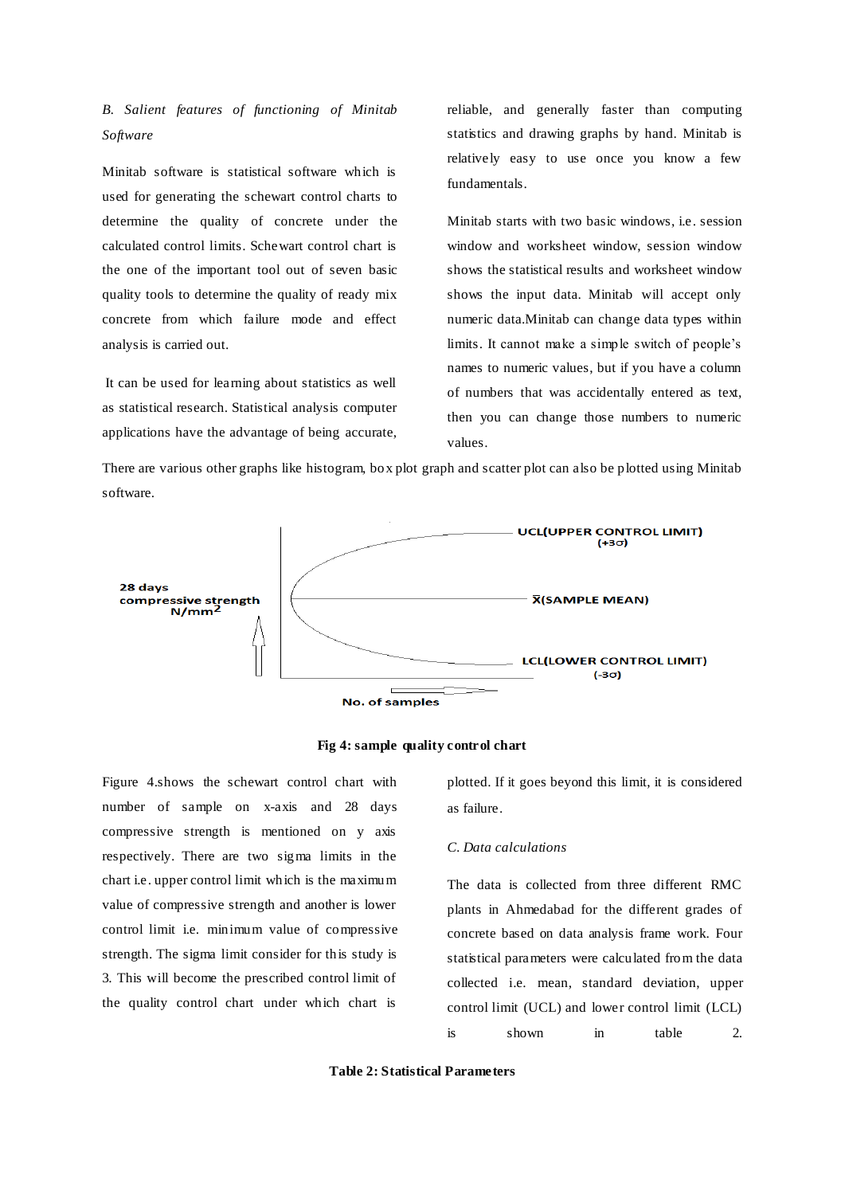*B. Salient features of functioning of Minitab Software*

Minitab software is statistical software which is used for generating the schewart control charts to determine the quality of concrete under the calculated control limits. Schewart control chart is the one of the important tool out of seven basic quality tools to determine the quality of ready mix concrete from which failure mode and effect analysis is carried out.

It can be used for learning about statistics as well as statistical research. Statistical analysis computer applications have the advantage of being accurate, reliable, and generally faster than computing statistics and drawing graphs by hand. Minitab is relatively easy to use once you know a few fundamentals.

Minitab starts with two basic windows, i.e. session window and worksheet window, session window shows the statistical results and worksheet window shows the input data. Minitab will accept only numeric data.Minitab can change data types within limits. It cannot make a simple switch of people's names to numeric values, but if you have a column of numbers that was accidentally entered as text, then you can change those numbers to numeric values.

There are various other graphs like histogram, box plot graph and scatter plot can also be plotted using Minitab software.

28 days compressive strength N/mm$^2$

UCL(UPPER CONTROL LIMIT) ($+3\sigma$)

$\bar{X}$(SAMPLE MEAN)

LCL(LOWER CONTROL LIMIT) ($-3\sigma$)

No. of samples

**Fig 4: sample quality control chart**

Figure 4.shows the schewart control chart with number of sample on x-axis and 28 days compressive strength is mentioned on y axis respectively. There are two sigma limits in the chart i.e. upper control limit which is the maximum value of compressive strength and another is lower control limit i.e. minimum value of compressive strength. The sigma limit consider for this study is 3. This will become the prescribed control limit of the quality control chart under which chart is plotted. If it goes beyond this limit, it is considered as failure.

*C. Data calculations*

The data is collected from three different RMC plants in Ahmedabad for the different grades of concrete based on data analysis frame work. Four statistical parameters were calculated from the data collected i.e. mean, standard deviation, upper control limit (UCL) and lower control limit (LCL) is shown in table 2.

**Table 2: Statistical Parameters**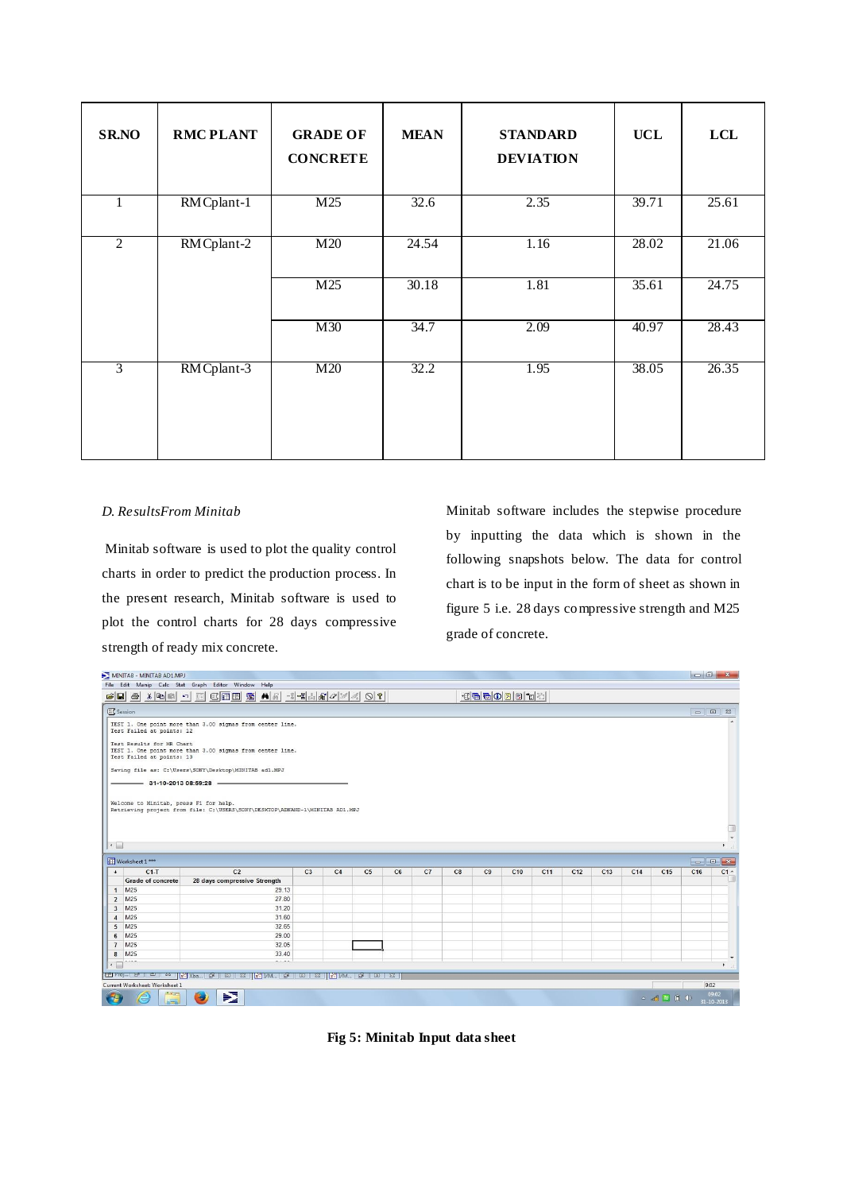| SR.NO | RMC PLANT | GRADE OF CONCRETE | MEAN | STANDARD DEVIATION | UCL | LCL |
|---|---|---|---|---|---|---|
| 1 | RMCplant-1 | M25 | 32.6 | 2.35 | 39.71 | 25.61 |
| 2 | RMCplant-2 | M20 | 24.54 | 1.16 | 28.02 | 21.06 |
| | | M25 | 30.18 | 1.81 | 35.61 | 24.75 |
| | | M30 | 34.7 | 2.09 | 40.97 | 28.43 |
| 3 | RMCplant-3 | M20 | 32.2 | 1.95 | 38.05 | 26.35 |

*D. ResultsFrom Minitab*

Minitab software is used to plot the quality control charts in order to predict the production process. In the present research, Minitab software is used to plot the control charts for 28 days compressive strength of ready mix concrete.

Minitab software includes the stepwise procedure by inputting the data which is shown in the following snapshots below. The data for control chart is to be input in the form of sheet as shown in figure 5 i.e. 28 days compressive strength and M25 grade of concrete.

**Fig 5: Minitab Input data sheet**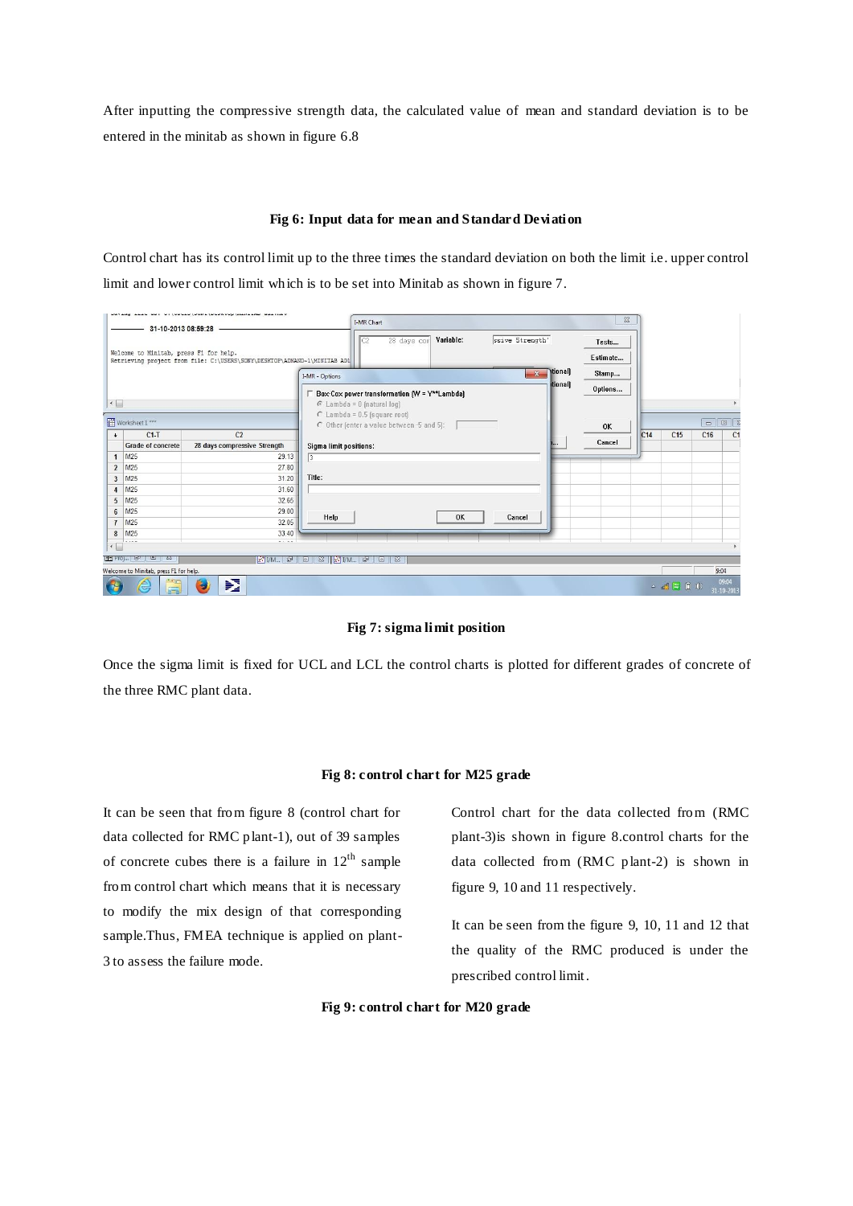After inputting the compressive strength data, the calculated value of mean and standard deviation is to be entered in the minitab as shown in figure 6.8

**Fig 6: Input data for mean and Standard Deviation**

Control chart has its control limit up to the three times the standard deviation on both the limit i.e. upper control limit and lower control limit which is to be set into Minitab as shown in figure 7.

**Fig 7: sigma limit position**

Once the sigma limit is fixed for UCL and LCL the control charts is plotted for different grades of concrete of the three RMC plant data.

**Fig 8: control chart for M25 grade**

It can be seen that from figure 8 (control chart for data collected for RMC plant-1), out of 39 samples of concrete cubes there is a failure in 12[th] sample from control chart which means that it is necessary to modify the mix design of that corresponding sample.Thus, FMEA technique is applied on plant-3 to assess the failure mode.

Control chart for the data collected from (RMC plant-3)is shown in figure 8.control charts for the data collected from (RMC plant-2) is shown in figure 9, 10 and 11 respectively.

It can be seen from the figure 9, 10, 11 and 12 that the quality of the RMC produced is under the prescribed control limit.

**Fig 9: control chart for M20 grade**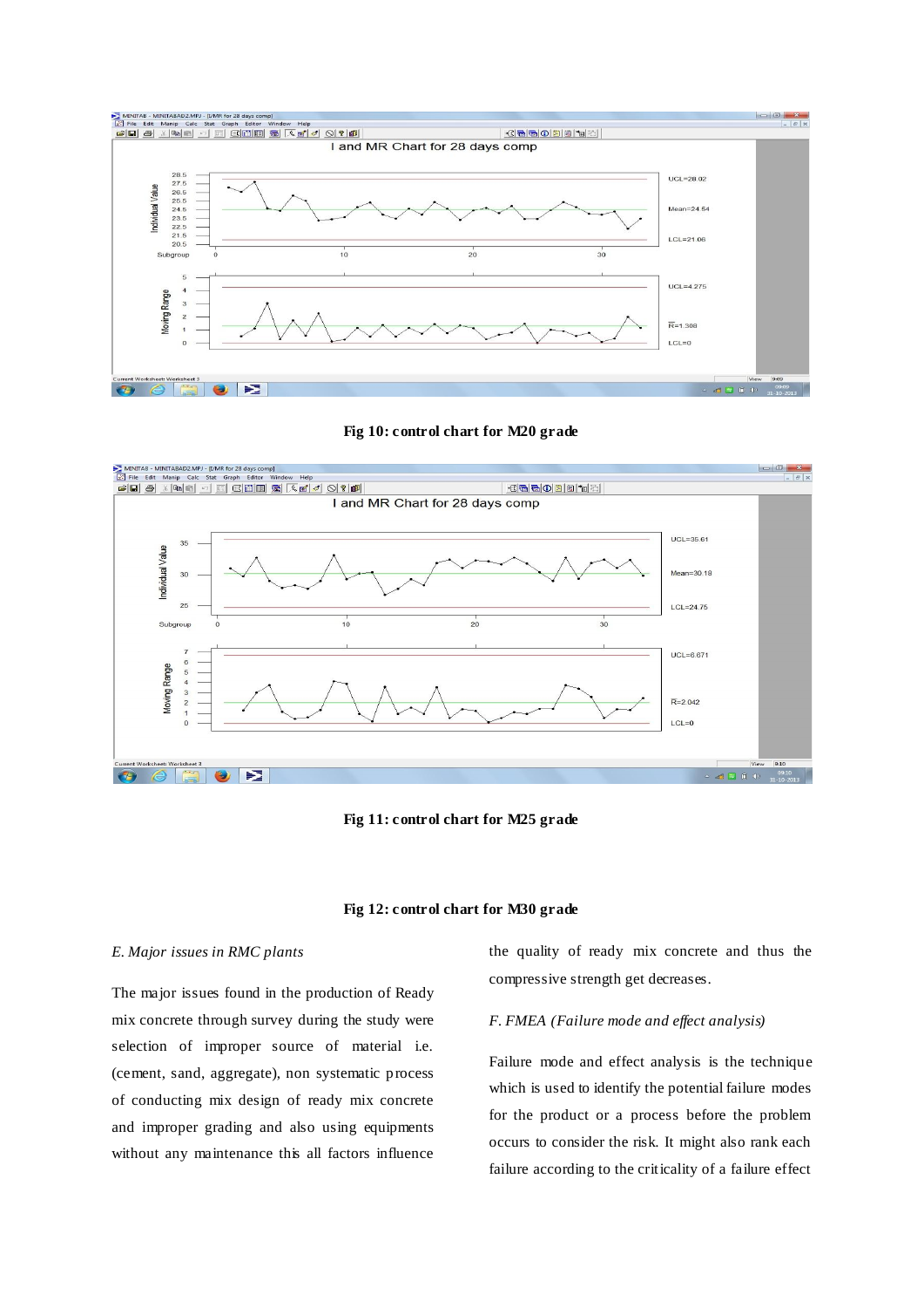Fig 10: control chart for M20 grade

Fig 11: control chart for M25 grade

Fig 12: control chart for M30 grade

*E. Major issues in RMC plants*

The major issues found in the production of Ready mix concrete through survey during the study were selection of improper source of material i.e. (cement, sand, aggregate), non systematic process of conducting mix design of ready mix concrete and improper grading and also using equipments without any maintenance this all factors influence the quality of ready mix concrete and thus the compressive strength get decreases.

*F. FMEA (Failure mode and effect analysis)*

Failure mode and effect analysis is the technique which is used to identify the potential failure modes for the product or a process before the problem occurs to consider the risk. It might also rank each failure according to the criticality of a failure effect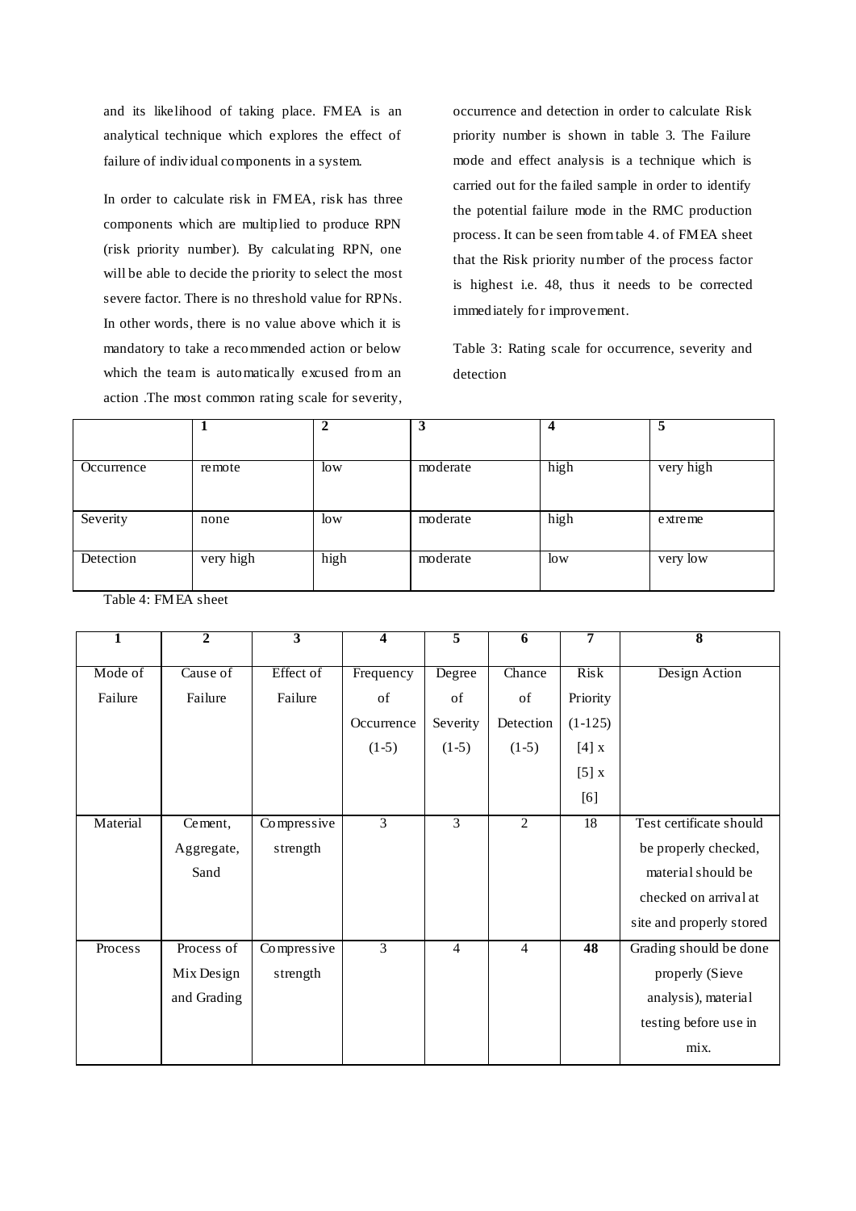and its likelihood of taking place. FMEA is an analytical technique which explores the effect of failure of individual components in a system.

In order to calculate risk in FMEA, risk has three components which are multiplied to produce RPN (risk priority number). By calculating RPN, one will be able to decide the priority to select the most severe factor. There is no threshold value for RPNs. In other words, there is no value above which it is mandatory to take a recommended action or below which the team is automatically excused from an action .The most common rating scale for severity, occurrence and detection in order to calculate Risk priority number is shown in table 3. The Failure mode and effect analysis is a technique which is carried out for the failed sample in order to identify the potential failure mode in the RMC production process. It can be seen from table 4. of FMEA sheet that the Risk priority number of the process factor is highest i.e. 48, thus it needs to be corrected immediately for improvement.

Table 3: Rating scale for occurrence, severity and detection

| | 1 | 2 | 3 | 4 | 5 |
|---|---|---|---|---|---|
| Occurrence | remote | low | moderate | high | very high |
| Severity | none | low | moderate | high | extreme |
| Detection | very high | high | moderate | low | very low |

Table 4: FMEA sheet

| 1 | 2 | 3 | 4 | 5 | 6 | 7 | 8 |
|---|---|---|---|---|---|---|---|
| Mode of Failure | Cause of Failure | Effect of Failure | Frequency of Occurrence (1-5) | Degree of Severity (1-5) | Chance of Detection (1-5) | Risk Priority (1-125) [4] x [5] x [6] | Design Action |
| Material | Cement, Aggregate, Sand | Compressive strength | 3 | 3 | 2 | 18 | Test certificate should be properly checked, material should be checked on arrival at site and properly stored |
| Process | Process of Mix Design and Grading | Compressive strength | 3 | 4 | 4 | **48** | Grading should be done properly (Sieve analysis), material testing before use in mix. |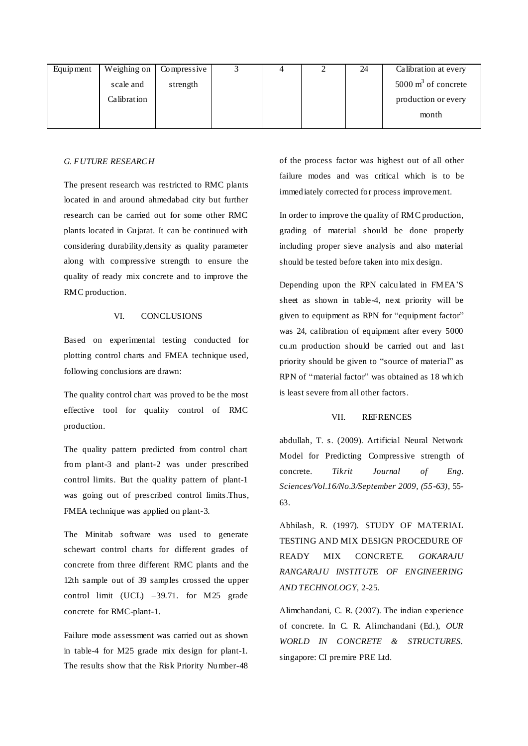| Equipment | Weighing on scale and Calibration | Compressive strength | 3 | 4 | 2 | 24 | Calibration at every 5000 $m^3$ of concrete production or every month |
|---|---|---|---|---|---|---|---|

### *G. FUTURE RESEARCH*

The present research was restricted to RMC plants located in and around ahmedabad city but further research can be carried out for some other RMC plants located in Gujarat. It can be continued with considering durability,density as quality parameter along with compressive strength to ensure the quality of ready mix concrete and to improve the RMC production.

## VI. CONCLUSIONS

Based on experimental testing conducted for plotting control charts and FMEA technique used, following conclusions are drawn:

The quality control chart was proved to be the most effective tool for quality control of RMC production.

The quality pattern predicted from control chart from plant-3 and plant-2 was under prescribed control limits. But the quality pattern of plant-1 was going out of prescribed control limits.Thus, FMEA technique was applied on plant-3.

The Minitab software was used to generate schewart control charts for different grades of concrete from three different RMC plants and the 12th sample out of 39 samples crossed the upper control limit (UCL) –39.71. for M25 grade concrete for RMC-plant-1.

Failure mode assessment was carried out as shown in table-4 for M25 grade mix design for plant-1. The results show that the Risk Priority Number-48 of the process factor was highest out of all other failure modes and was critical which is to be immediately corrected for process improvement.

In order to improve the quality of RMC production, grading of material should be done properly including proper sieve analysis and also material should be tested before taken into mix design.

Depending upon the RPN calculated in FMEA'S sheet as shown in table-4, next priority will be given to equipment as RPN for "equipment factor" was 24, calibration of equipment after every 5000 cu.m production should be carried out and last priority should be given to "source of material" as RPN of "material factor" was obtained as 18 which is least severe from all other factors.

## VII. REFRENCES

abdullah, T. s. (2009). Artificial Neural Network Model for Predicting Compressive strength of concrete. *Tikrit Journal of Eng. Sciences/Vol.16/No.3/September 2009, (55-63)*, 55-63.

Abhilash, R. (1997). STUDY OF MATERIAL TESTING AND MIX DESIGN PROCEDURE OF READY MIX CONCRETE. *GOKARAJU RANGARAJU INSTITUTE OF ENGINEERING AND TECHNOLOGY*, 2-25.

Alimchandani, C. R. (2007). The indian experience of concrete. In C. R. Alimchandani (Ed.), *OUR WORLD IN CONCRETE & STRUCTURES*. singapore: CI premire PRE Ltd.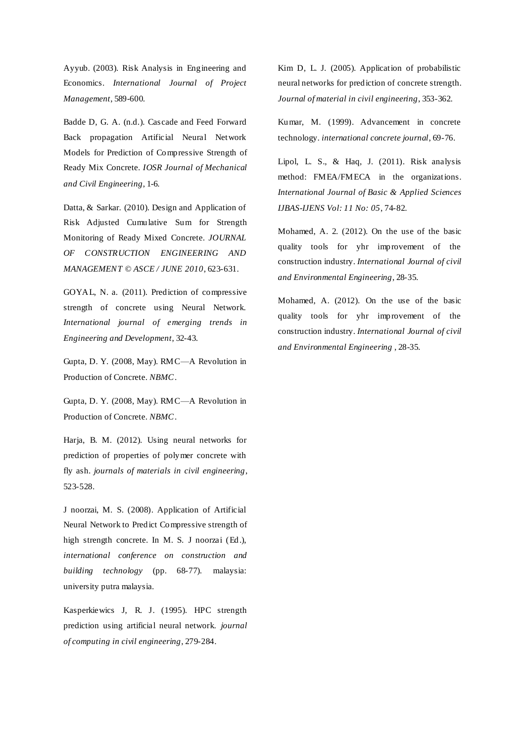Ayyub. (2003). Risk Analysis in Engineering and Economics. *International Journal of Project Management*, 589-600.

Badde D, G. A. (n.d.). Cascade and Feed Forward Back propagation Artificial Neural Network Models for Prediction of Compressive Strength of Ready Mix Concrete. *IOSR Journal of Mechanical and Civil Engineering*, 1-6.

Datta, & Sarkar. (2010). Design and Application of Risk Adjusted Cumulative Sum for Strength Monitoring of Ready Mixed Concrete. *JOURNAL OF CONSTRUCTION ENGINEERING AND MANAGEMENT © ASCE / JUNE 2010*, 623-631.

GOYAL, N. a. (2011). Prediction of compressive strength of concrete using Neural Network. *International journal of emerging trends in Engineering and Development*, 32-43.

Gupta, D. Y. (2008, May). RMC—A Revolution in Production of Concrete. *NBMC*.

Gupta, D. Y. (2008, May). RMC—A Revolution in Production of Concrete. *NBMC*.

Harja, B. M. (2012). Using neural networks for prediction of properties of polymer concrete with fly ash. *journals of materials in civil engineering*, 523-528.

J noorzai, M. S. (2008). Application of Artificial Neural Network to Predict Compressive strength of high strength concrete. In M. S. J noorzai (Ed.), *international conference on construction and building technology* (pp. 68-77). malaysia: university putra malaysia.

Kasperkiewics J, R. J. (1995). HPC strength prediction using artificial neural network. *journal of computing in civil engineering*, 279-284.

Kim D, L. J. (2005). Application of probabilistic neural networks for prediction of concrete strength. *Journal of material in civil engineering*, 353-362.

Kumar, M. (1999). Advancement in concrete technology. *international concrete journal*, 69-76.

Lipol, L. S., & Haq, J. (2011). Risk analysis method: FMEA/FMECA in the organizations. *International Journal of Basic & Applied Sciences IJBAS-IJENS Vol: 11 No: 05*, 74-82.

Mohamed, A. 2. (2012). On the use of the basic quality tools for yhr improvement of the construction industry. *International Journal of civil and Environmental Engineering*, 28-35.

Mohamed, A. (2012). On the use of the basic quality tools for yhr improvement of the construction industry. *International Journal of civil and Environmental Engineering* , 28-35.